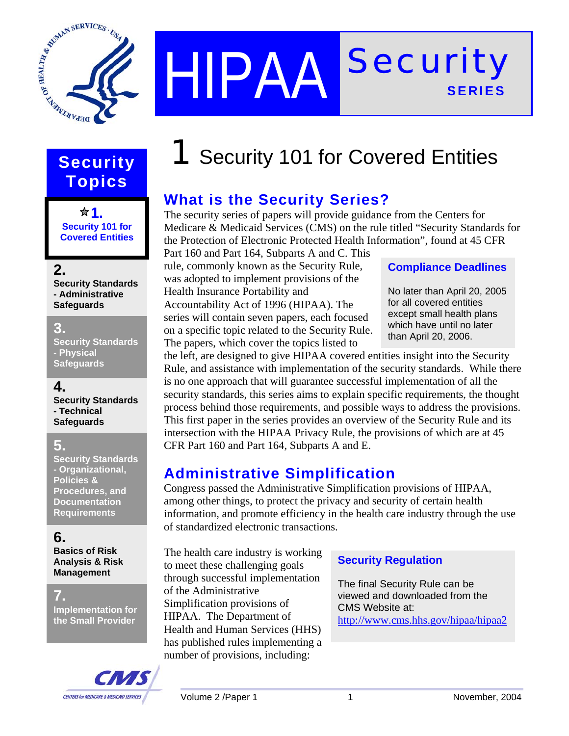# HIPAA Security SERIES

## Security Topics

1. **Security 101 for Covered Entities**
2. **Security Standards - Administrative Safeguards**
3. **Security Standards - Physical Safeguards**
4. **Security Standards - Technical Safeguards**
5. **Security Standards - Organizational, Policies & Procedures, and Documentation Requirements**
6. **Basics of Risk Analysis & Risk Management**
7. **Implementation for the Small Provider**

# 1 Security 101 for Covered Entities

## What is the Security Series?

The security series of papers will provide guidance from the Centers for Medicare & Medicaid Services (CMS) on the rule titled "Security Standards for the Protection of Electronic Protected Health Information", found at 45 CFR Part 160 and Part 164, Subparts A and C. This rule, commonly known as the Security Rule, was adopted to implement provisions of the Health Insurance Portability and Accountability Act of 1996 (HIPAA). The series will contain seven papers, each focused on a specific topic related to the Security Rule. The papers, which cover the topics listed to the left, are designed to give HIPAA covered entities insight into the Security Rule, and assistance with implementation of the security standards. While there is no one approach that will guarantee successful implementation of all the security standards, this series aims to explain specific requirements, the thought process behind those requirements, and possible ways to address the provisions. This first paper in the series provides an overview of the Security Rule and its intersection with the HIPAA Privacy Rule, the provisions of which are at 45 CFR Part 160 and Part 164, Subparts A and E.

### Compliance Deadlines

No later than April 20, 2005 for all covered entities except small health plans which have until no later than April 20, 2006.

## Administrative Simplification

Congress passed the Administrative Simplification provisions of HIPAA, among other things, to protect the privacy and security of certain health information, and promote efficiency in the health care industry through the use of standardized electronic transactions.

The health care industry is working to meet these challenging goals through successful implementation of the Administrative Simplification provisions of HIPAA. The Department of Health and Human Services (HHS) has published rules implementing a number of provisions, including:

### Security Regulation

The final Security Rule can be viewed and downloaded from the CMS Website at: http://www.cms.hhs.gov/hipaa/hipaa2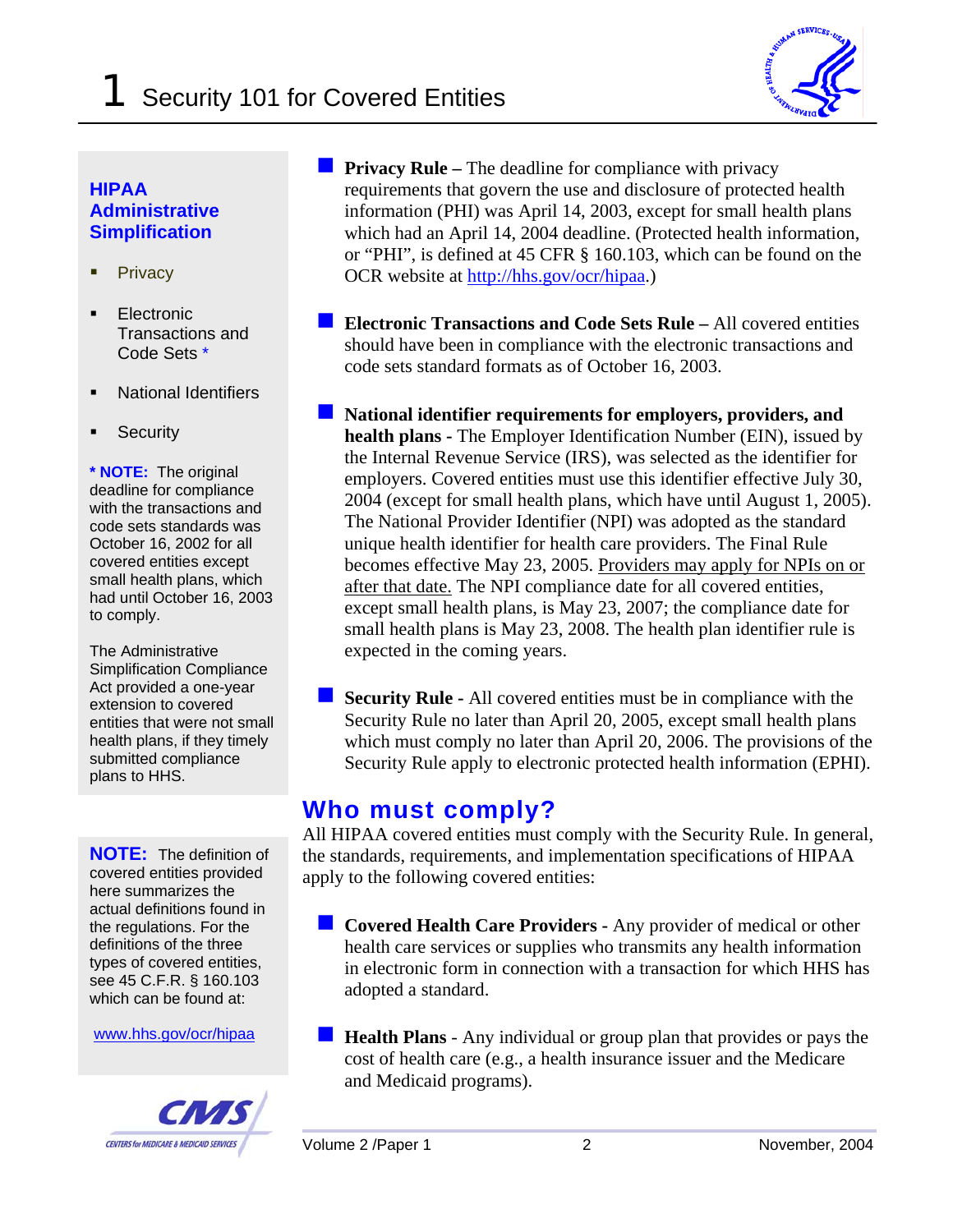# 1 Security 101 for Covered Entities

**HIPAA Administrative Simplification**

- Privacy
- Electronic Transactions and Code Sets *
- National Identifiers
- Security

**\* NOTE:** The original deadline for compliance with the transactions and code sets standards was October 16, 2002 for all covered entities except small health plans, which had until October 16, 2003 to comply.

The Administrative Simplification Compliance Act provided a one-year extension to covered entities that were not small health plans, if they timely submitted compliance plans to HHS.

- **Privacy Rule –** The deadline for compliance with privacy requirements that govern the use and disclosure of protected health information (PHI) was April 14, 2003, except for small health plans which had an April 14, 2004 deadline. (Protected health information, or "PHI", is defined at 45 CFR § 160.103, which can be found on the OCR website at http://hhs.gov/ocr/hipaa.)

- **Electronic Transactions and Code Sets Rule –** All covered entities should have been in compliance with the electronic transactions and code sets standard formats as of October 16, 2003.

- **National identifier requirements for employers, providers, and health plans** - The Employer Identification Number (EIN), issued by the Internal Revenue Service (IRS), was selected as the identifier for employers. Covered entities must use this identifier effective July 30, 2004 (except for small health plans, which have until August 1, 2005). The National Provider Identifier (NPI) was adopted as the standard unique health identifier for health care providers. The Final Rule becomes effective May 23, 2005. Providers may apply for NPIs on or after that date. The NPI compliance date for all covered entities, except small health plans, is May 23, 2007; the compliance date for small health plans is May 23, 2008. The health plan identifier rule is expected in the coming years.

- **Security Rule -** All covered entities must be in compliance with the Security Rule no later than April 20, 2005, except small health plans which must comply no later than April 20, 2006. The provisions of the Security Rule apply to electronic protected health information (EPHI).

## Who must comply?

All HIPAA covered entities must comply with the Security Rule. In general, the standards, requirements, and implementation specifications of HIPAA apply to the following covered entities:

- **Covered Health Care Providers -** Any provider of medical or other health care services or supplies who transmits any health information in electronic form in connection with a transaction for which HHS has adopted a standard.

- **Health Plans** - Any individual or group plan that provides or pays the cost of health care (e.g., a health insurance issuer and the Medicare and Medicaid programs).

**NOTE:** The definition of covered entities provided here summarizes the actual definitions found in the regulations. For the definitions of the three types of covered entities, see 45 C.F.R. § 160.103 which can be found at:

www.hhs.gov/ocr/hipaa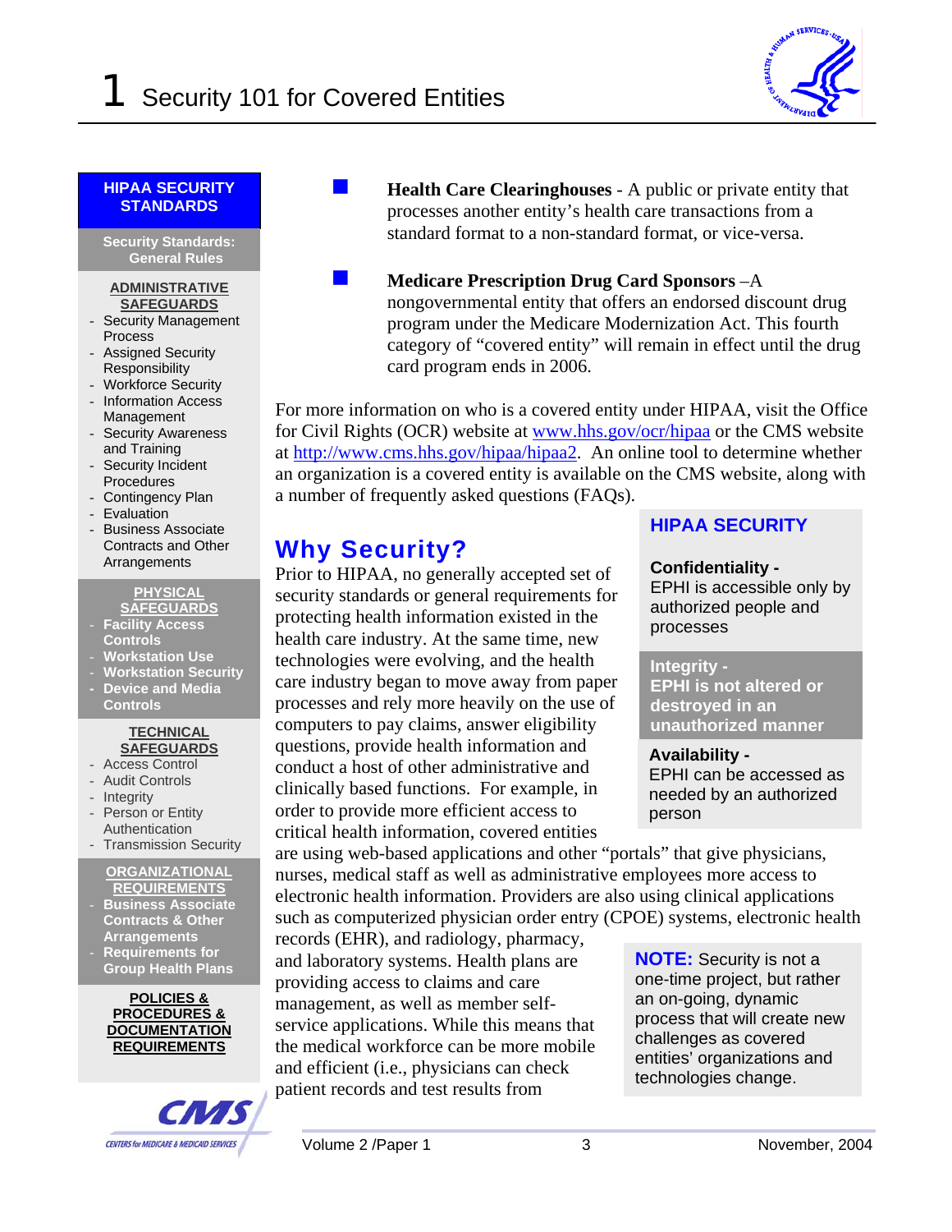- **Health Care Clearinghouses** - A public or private entity that processes another entity's health care transactions from a standard format to a non-standard format, or vice-versa.

- **Medicare Prescription Drug Card Sponsors** –A nongovernmental entity that offers an endorsed discount drug program under the Medicare Modernization Act. This fourth category of "covered entity" will remain in effect until the drug card program ends in 2006.

For more information on who is a covered entity under HIPAA, visit the Office for Civil Rights (OCR) website at www.hhs.gov/ocr/hipaa or the CMS website at http://www.cms.hhs.gov/hipaa/hipaa2. An online tool to determine whether an organization is a covered entity is available on the CMS website, along with a number of frequently asked questions (FAQs).

## Why Security?

Prior to HIPAA, no generally accepted set of security standards or general requirements for protecting health information existed in the health care industry. At the same time, new technologies were evolving, and the health care industry began to move away from paper processes and rely more heavily on the use of computers to pay claims, answer eligibility questions, provide health information and conduct a host of other administrative and clinically based functions. For example, in order to provide more efficient access to critical health information, covered entities are using web-based applications and other "portals" that give physicians, nurses, medical staff as well as administrative employees more access to electronic health information. Providers are also using clinical applications such as computerized physician order entry (CPOE) systems, electronic health records (EHR), and radiology, pharmacy, and laboratory systems. Health plans are providing access to claims and care management, as well as member self-service applications. While this means that the medical workforce can be more mobile and efficient (i.e., physicians can check patient records and test results from

> **HIPAA SECURITY**
>
> **Confidentiality -** EPHI is accessible only by authorized people and processes
>
> **Integrity - EPHI is not altered or destroyed in an unauthorized manner**
>
> **Availability -** EPHI can be accessed as needed by an authorized person

> **NOTE:** Security is not a one-time project, but rather an on-going, dynamic process that will create new challenges as covered entities' organizations and technologies change.

> **HIPAA SECURITY STANDARDS**
>
> **Security Standards: General Rules**
>
> **ADMINISTRATIVE SAFEGUARDS**
> - Security Management Process
> - Assigned Security Responsibility
> - Workforce Security
> - Information Access Management
> - Security Awareness and Training
> - Security Incident Procedures
> - Contingency Plan
> - Evaluation
> - Business Associate Contracts and Other Arrangements
>
> **PHYSICAL SAFEGUARDS**
> - **Facility Access Controls**
> - **Workstation Use**
> - **Workstation Security**
> - **Device and Media Controls**
>
> **TECHNICAL SAFEGUARDS**
> - Access Control
> - Audit Controls
> - Integrity
> - Person or Entity Authentication
> - Transmission Security
>
> **ORGANIZATIONAL REQUIREMENTS**
> - **Business Associate Contracts & Other Arrangements**
> - **Requirements for Group Health Plans**
>
> **POLICIES & PROCEDURES & DOCUMENTATION REQUIREMENTS**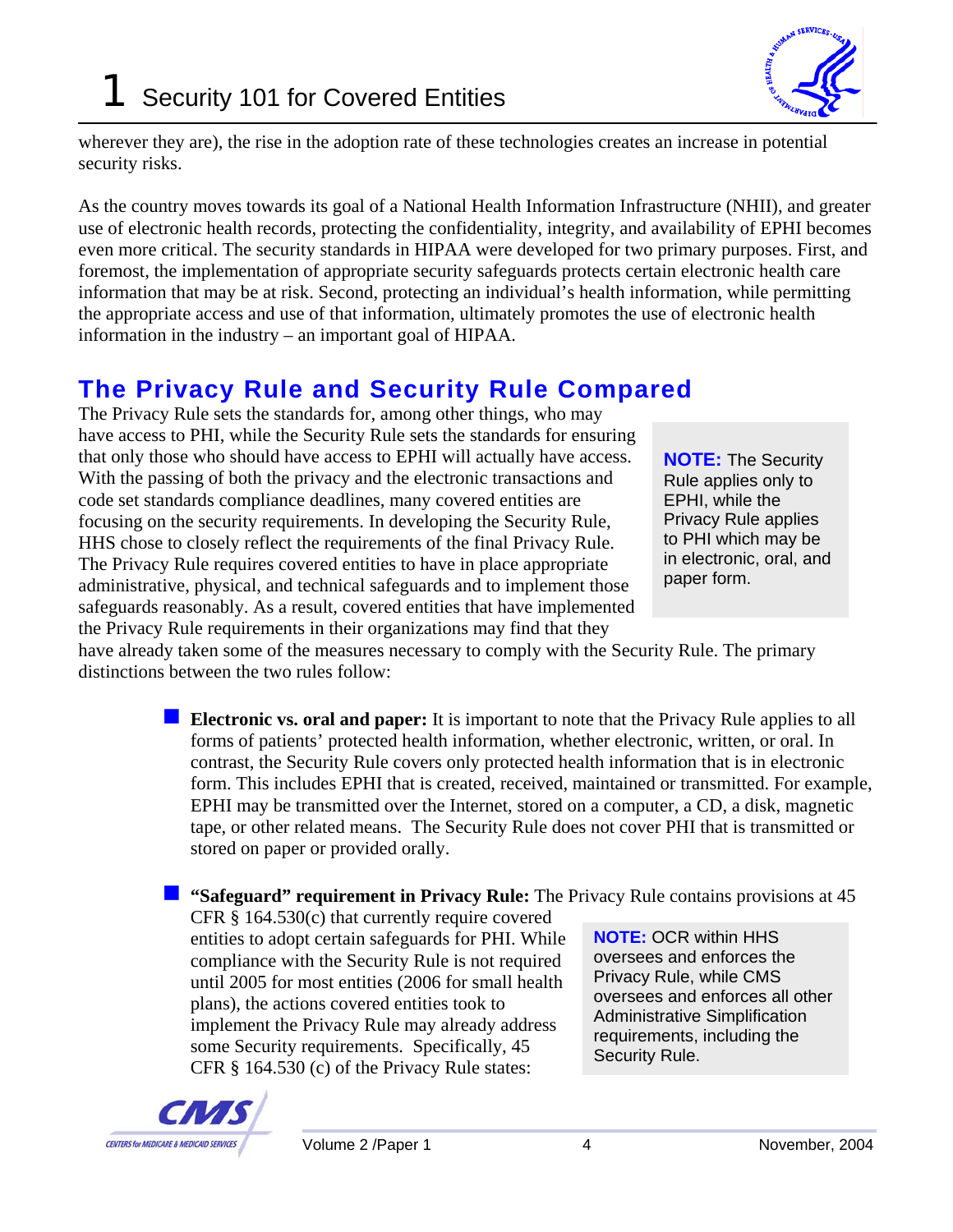wherever they are), the rise in the adoption rate of these technologies creates an increase in potential security risks.

As the country moves towards its goal of a National Health Information Infrastructure (NHII), and greater use of electronic health records, protecting the confidentiality, integrity, and availability of EPHI becomes even more critical. The security standards in HIPAA were developed for two primary purposes. First, and foremost, the implementation of appropriate security safeguards protects certain electronic health care information that may be at risk. Second, protecting an individual's health information, while permitting the appropriate access and use of that information, ultimately promotes the use of electronic health information in the industry – an important goal of HIPAA.

## The Privacy Rule and Security Rule Compared

The Privacy Rule sets the standards for, among other things, who may have access to PHI, while the Security Rule sets the standards for ensuring that only those who should have access to EPHI will actually have access. With the passing of both the privacy and the electronic transactions and code set standards compliance deadlines, many covered entities are focusing on the security requirements. In developing the Security Rule, HHS chose to closely reflect the requirements of the final Privacy Rule. The Privacy Rule requires covered entities to have in place appropriate administrative, physical, and technical safeguards and to implement those safeguards reasonably. As a result, covered entities that have implemented the Privacy Rule requirements in their organizations may find that they have already taken some of the measures necessary to comply with the Security Rule. The primary distinctions between the two rules follow:

> **NOTE:** The Security Rule applies only to EPHI, while the Privacy Rule applies to PHI which may be in electronic, oral, and paper form.

- **Electronic vs. oral and paper:** It is important to note that the Privacy Rule applies to all forms of patients' protected health information, whether electronic, written, or oral. In contrast, the Security Rule covers only protected health information that is in electronic form. This includes EPHI that is created, received, maintained or transmitted. For example, EPHI may be transmitted over the Internet, stored on a computer, a CD, a disk, magnetic tape, or other related means. The Security Rule does not cover PHI that is transmitted or stored on paper or provided orally.

- **"Safeguard" requirement in Privacy Rule:** The Privacy Rule contains provisions at 45 CFR § 164.530(c) that currently require covered entities to adopt certain safeguards for PHI. While compliance with the Security Rule is not required until 2005 for most entities (2006 for small health plans), the actions covered entities took to implement the Privacy Rule may already address some Security requirements. Specifically, 45 CFR § 164.530 (c) of the Privacy Rule states:

> **NOTE:** OCR within HHS oversees and enforces the Privacy Rule, while CMS oversees and enforces all other Administrative Simplification requirements, including the Security Rule.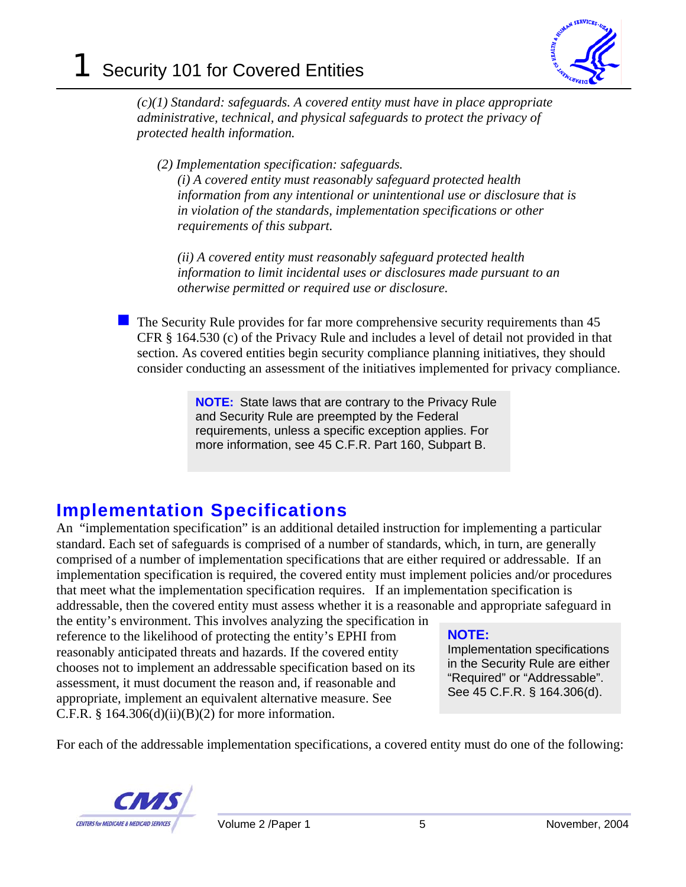*(c)(1) Standard: safeguards. A covered entity must have in place appropriate administrative, technical, and physical safeguards to protect the privacy of protected health information.*

*(2) Implementation specification: safeguards.*
*(i) A covered entity must reasonably safeguard protected health information from any intentional or unintentional use or disclosure that is in violation of the standards, implementation specifications or other requirements of this subpart.*

*(ii) A covered entity must reasonably safeguard protected health information to limit incidental uses or disclosures made pursuant to an otherwise permitted or required use or disclosure.*

- The Security Rule provides for far more comprehensive security requirements than 45 CFR § 164.530 (c) of the Privacy Rule and includes a level of detail not provided in that section. As covered entities begin security compliance planning initiatives, they should consider conducting an assessment of the initiatives implemented for privacy compliance.

> **NOTE:** State laws that are contrary to the Privacy Rule and Security Rule are preempted by the Federal requirements, unless a specific exception applies. For more information, see 45 C.F.R. Part 160, Subpart B.

## Implementation Specifications

An "implementation specification" is an additional detailed instruction for implementing a particular standard. Each set of safeguards is comprised of a number of standards, which, in turn, are generally comprised of a number of implementation specifications that are either required or addressable. If an implementation specification is required, the covered entity must implement policies and/or procedures that meet what the implementation specification requires. If an implementation specification is addressable, then the covered entity must assess whether it is a reasonable and appropriate safeguard in the entity's environment. This involves analyzing the specification in reference to the likelihood of protecting the entity's EPHI from reasonably anticipated threats and hazards. If the covered entity chooses not to implement an addressable specification based on its assessment, it must document the reason and, if reasonable and appropriate, implement an equivalent alternative measure. See C.F.R. § 164.306(d)(ii)(B)(2) for more information.

> **NOTE:**
> Implementation specifications in the Security Rule are either "Required" or "Addressable". See 45 C.F.R. § 164.306(d).

For each of the addressable implementation specifications, a covered entity must do one of the following: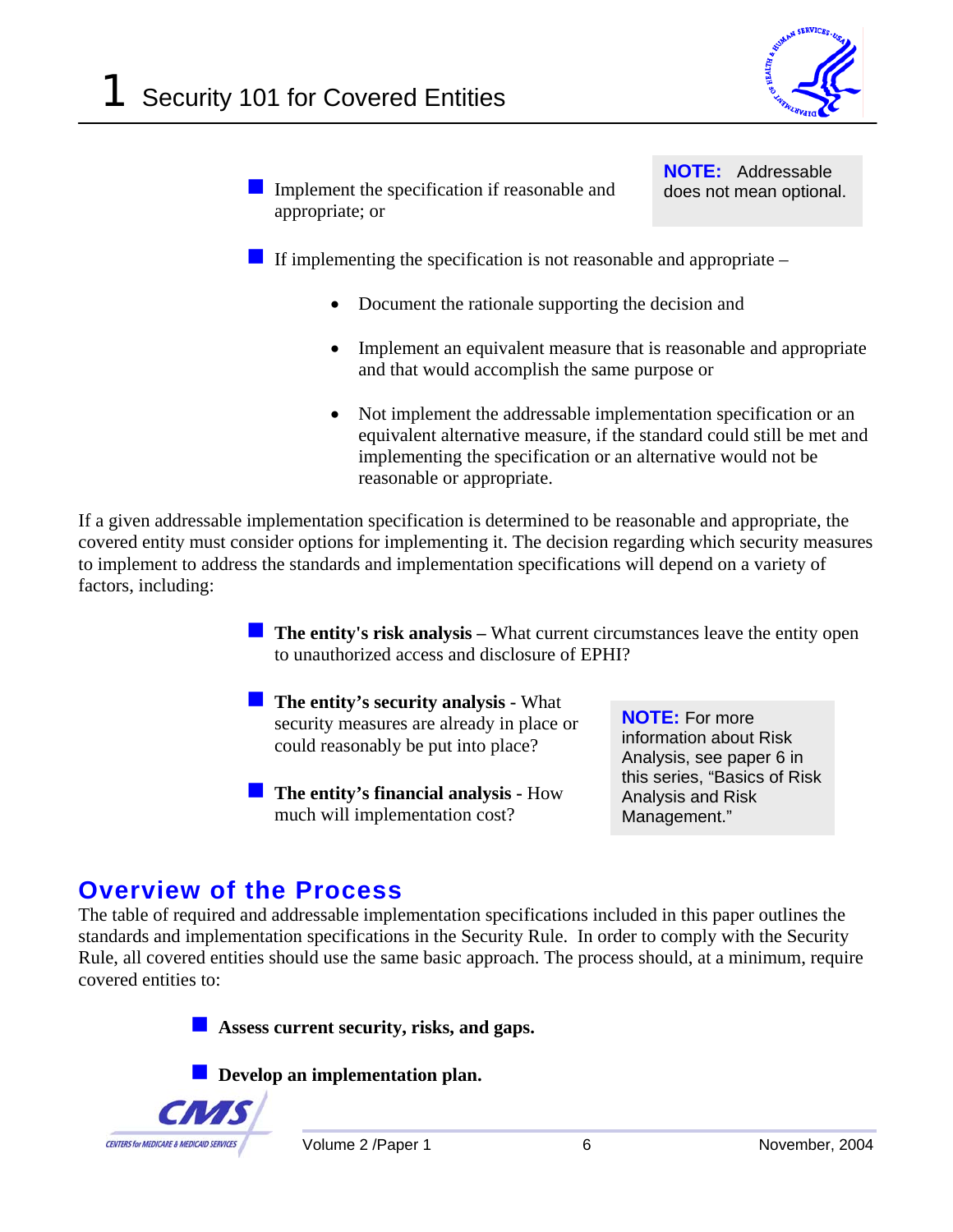- Implement the specification if reasonable and appropriate; or

> **NOTE:** Addressable does not mean optional.

- If implementing the specification is not reasonable and appropriate –
  - Document the rationale supporting the decision and
  - Implement an equivalent measure that is reasonable and appropriate and that would accomplish the same purpose or
  - Not implement the addressable implementation specification or an equivalent alternative measure, if the standard could still be met and implementing the specification or an alternative would not be reasonable or appropriate.

If a given addressable implementation specification is determined to be reasonable and appropriate, the covered entity must consider options for implementing it. The decision regarding which security measures to implement to address the standards and implementation specifications will depend on a variety of factors, including:

- **The entity's risk analysis –** What current circumstances leave the entity open to unauthorized access and disclosure of EPHI?
- **The entity's security analysis -** What security measures are already in place or could reasonably be put into place?
- **The entity's financial analysis -** How much will implementation cost?

> **NOTE:** For more information about Risk Analysis, see paper 6 in this series, "Basics of Risk Analysis and Risk Management."

## Overview of the Process

The table of required and addressable implementation specifications included in this paper outlines the standards and implementation specifications in the Security Rule. In order to comply with the Security Rule, all covered entities should use the same basic approach. The process should, at a minimum, require covered entities to:

- **Assess current security, risks, and gaps.**
- **Develop an implementation plan.**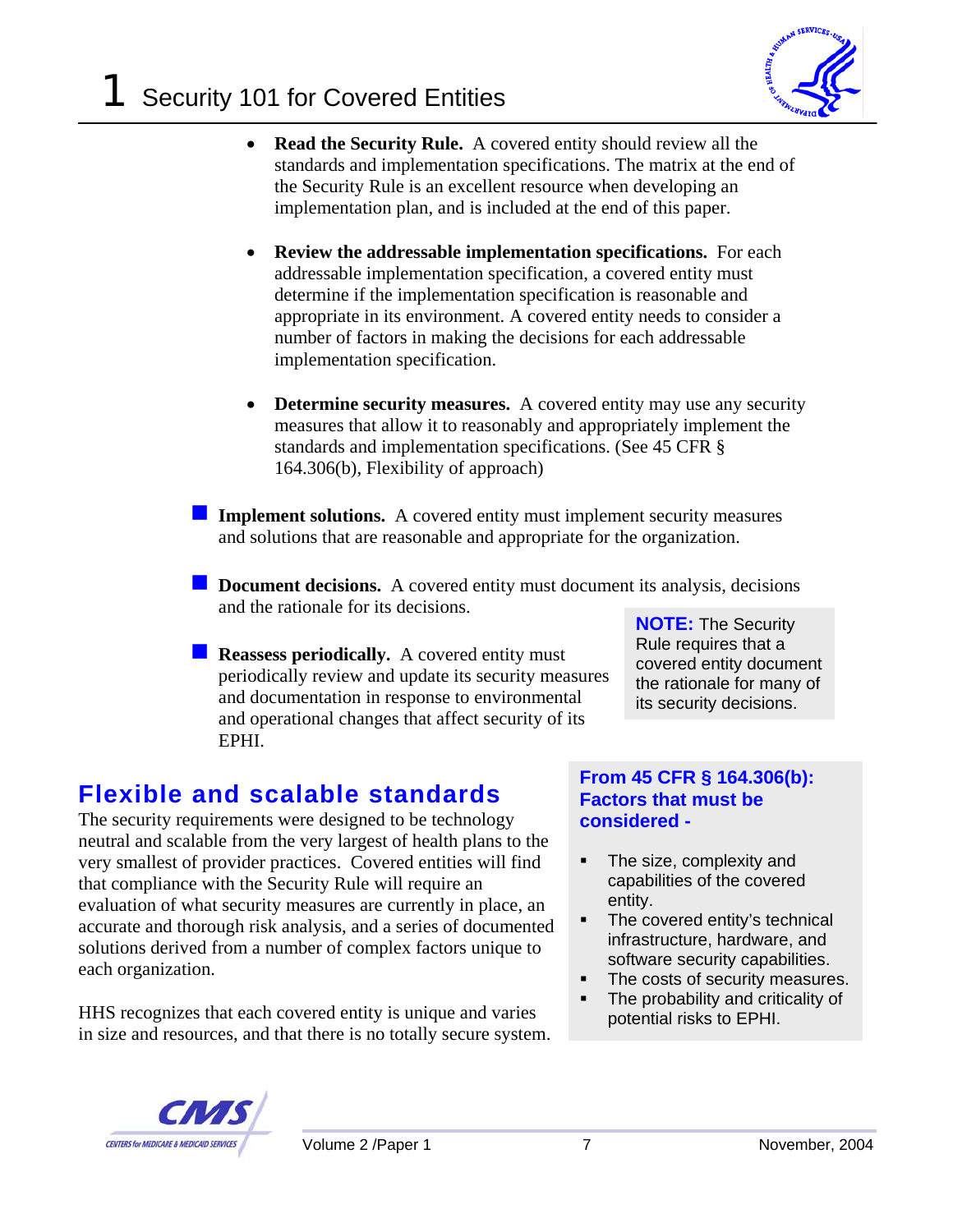- **Read the Security Rule.** A covered entity should review all the standards and implementation specifications. The matrix at the end of the Security Rule is an excellent resource when developing an implementation plan, and is included at the end of this paper.

- **Review the addressable implementation specifications.** For each addressable implementation specification, a covered entity must determine if the implementation specification is reasonable and appropriate in its environment. A covered entity needs to consider a number of factors in making the decisions for each addressable implementation specification.

- **Determine security measures.** A covered entity may use any security measures that allow it to reasonably and appropriately implement the standards and implementation specifications. (See 45 CFR § 164.306(b), Flexibility of approach)

- **Implement solutions.** A covered entity must implement security measures and solutions that are reasonable and appropriate for the organization.

- **Document decisions.** A covered entity must document its analysis, decisions and the rationale for its decisions.

- **Reassess periodically.** A covered entity must periodically review and update its security measures and documentation in response to environmental and operational changes that affect security of its EPHI.

**NOTE:** The Security Rule requires that a covered entity document the rationale for many of its security decisions.

## Flexible and scalable standards

The security requirements were designed to be technology neutral and scalable from the very largest of health plans to the very smallest of provider practices. Covered entities will find that compliance with the Security Rule will require an evaluation of what security measures are currently in place, an accurate and thorough risk analysis, and a series of documented solutions derived from a number of complex factors unique to each organization.

HHS recognizes that each covered entity is unique and varies in size and resources, and that there is no totally secure system.

**From 45 CFR § 164.306(b): Factors that must be considered -**

- The size, complexity and capabilities of the covered entity.
- The covered entity's technical infrastructure, hardware, and software security capabilities.
- The costs of security measures.
- The probability and criticality of potential risks to EPHI.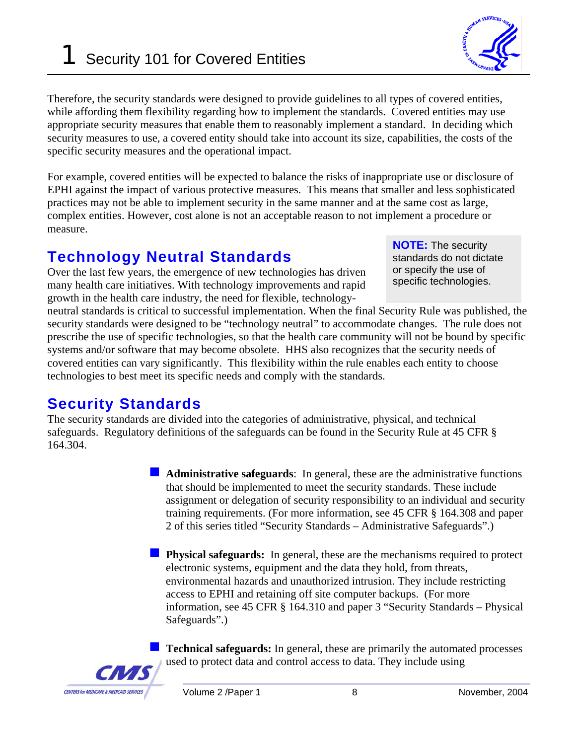Therefore, the security standards were designed to provide guidelines to all types of covered entities, while affording them flexibility regarding how to implement the standards. Covered entities may use appropriate security measures that enable them to reasonably implement a standard. In deciding which security measures to use, a covered entity should take into account its size, capabilities, the costs of the specific security measures and the operational impact.

For example, covered entities will be expected to balance the risks of inappropriate use or disclosure of EPHI against the impact of various protective measures. This means that smaller and less sophisticated practices may not be able to implement security in the same manner and at the same cost as large, complex entities. However, cost alone is not an acceptable reason to not implement a procedure or measure.

## Technology Neutral Standards

> **NOTE:** The security standards do not dictate or specify the use of specific technologies.

Over the last few years, the emergence of new technologies has driven many health care initiatives. With technology improvements and rapid growth in the health care industry, the need for flexible, technology-neutral standards is critical to successful implementation. When the final Security Rule was published, the security standards were designed to be "technology neutral" to accommodate changes. The rule does not prescribe the use of specific technologies, so that the health care community will not be bound by specific systems and/or software that may become obsolete. HHS also recognizes that the security needs of covered entities can vary significantly. This flexibility within the rule enables each entity to choose technologies to best meet its specific needs and comply with the standards.

## Security Standards

The security standards are divided into the categories of administrative, physical, and technical safeguards. Regulatory definitions of the safeguards can be found in the Security Rule at 45 CFR § 164.304.

- **Administrative safeguards**: In general, these are the administrative functions that should be implemented to meet the security standards. These include assignment or delegation of security responsibility to an individual and security training requirements. (For more information, see 45 CFR § 164.308 and paper 2 of this series titled "Security Standards – Administrative Safeguards".)

- **Physical safeguards:** In general, these are the mechanisms required to protect electronic systems, equipment and the data they hold, from threats, environmental hazards and unauthorized intrusion. They include restricting access to EPHI and retaining off site computer backups. (For more information, see 45 CFR § 164.310 and paper 3 "Security Standards – Physical Safeguards".)

- **Technical safeguards:** In general, these are primarily the automated processes used to protect data and control access to data. They include using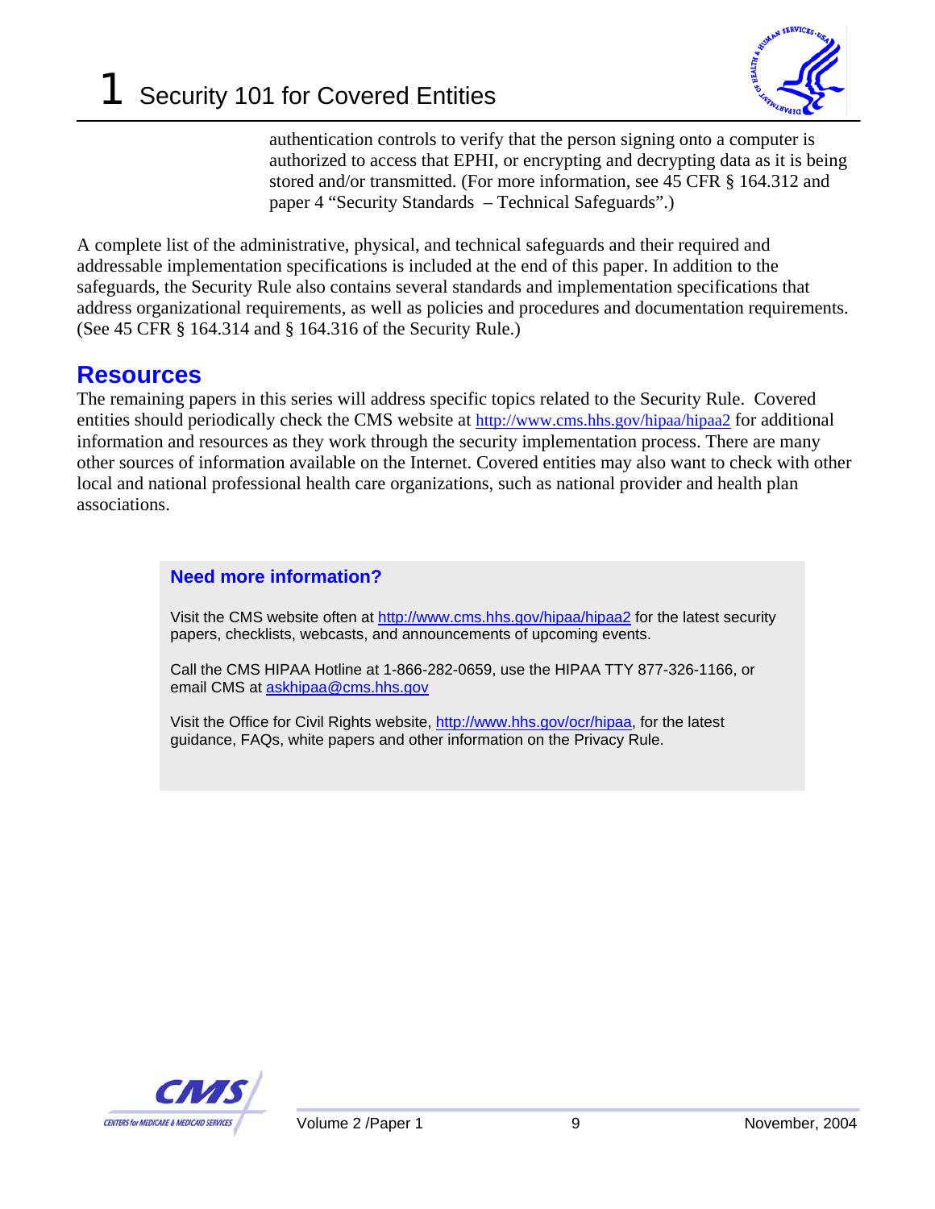authentication controls to verify that the person signing onto a computer is authorized to access that EPHI, or encrypting and decrypting data as it is being stored and/or transmitted. (For more information, see 45 CFR § 164.312 and paper 4 "Security Standards – Technical Safeguards".)

A complete list of the administrative, physical, and technical safeguards and their required and addressable implementation specifications is included at the end of this paper. In addition to the safeguards, the Security Rule also contains several standards and implementation specifications that address organizational requirements, as well as policies and procedures and documentation requirements. (See 45 CFR § 164.314 and § 164.316 of the Security Rule.)

## Resources

The remaining papers in this series will address specific topics related to the Security Rule. Covered entities should periodically check the CMS website at http://www.cms.hhs.gov/hipaa/hipaa2 for additional information and resources as they work through the security implementation process. There are many other sources of information available on the Internet. Covered entities may also want to check with other local and national professional health care organizations, such as national provider and health plan associations.

### Need more information?

Visit the CMS website often at http://www.cms.hhs.gov/hipaa/hipaa2 for the latest security papers, checklists, webcasts, and announcements of upcoming events.

Call the CMS HIPAA Hotline at 1-866-282-0659, use the HIPAA TTY 877-326-1166, or email CMS at askhipaa@cms.hhs.gov

Visit the Office for Civil Rights website, http://www.hhs.gov/ocr/hipaa, for the latest guidance, FAQs, white papers and other information on the Privacy Rule.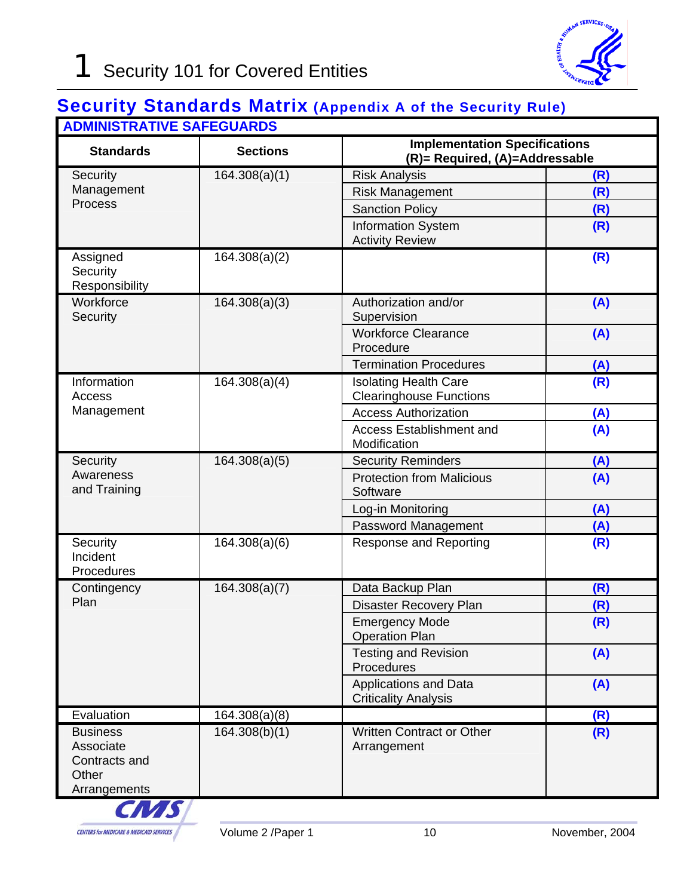## Security Standards Matrix (Appendix A of the Security Rule)

| ADMINISTRATIVE SAFEGUARDS | | | |
|---|---|---|---|
| **Standards** | **Sections** | **Implementation Specifications (R)= Required, (A)=Addressable** | |
| Security Management Process | 164.308(a)(1) | Risk Analysis | (R) |
| | | Risk Management | (R) |
| | | Sanction Policy | (R) |
| | | Information System Activity Review | (R) |
| Assigned Security Responsibility | 164.308(a)(2) | | (R) |
| Workforce Security | 164.308(a)(3) | Authorization and/or Supervision | (A) |
| | | Workforce Clearance Procedure | (A) |
| | | Termination Procedures | (A) |
| Information Access Management | 164.308(a)(4) | Isolating Health Care Clearinghouse Functions | (R) |
| | | Access Authorization | (A) |
| | | Access Establishment and Modification | (A) |
| Security Awareness and Training | 164.308(a)(5) | Security Reminders | (A) |
| | | Protection from Malicious Software | (A) |
| | | Log-in Monitoring | (A) |
| | | Password Management | (A) |
| Security Incident Procedures | 164.308(a)(6) | Response and Reporting | (R) |
| Contingency Plan | 164.308(a)(7) | Data Backup Plan | (R) |
| | | Disaster Recovery Plan | (R) |
| | | Emergency Mode Operation Plan | (R) |
| | | Testing and Revision Procedures | (A) |
| | | Applications and Data Criticality Analysis | (A) |
| Evaluation | 164.308(a)(8) | | (R) |
| Business Associate Contracts and Other Arrangements | 164.308(b)(1) | Written Contract or Other Arrangement | (R) |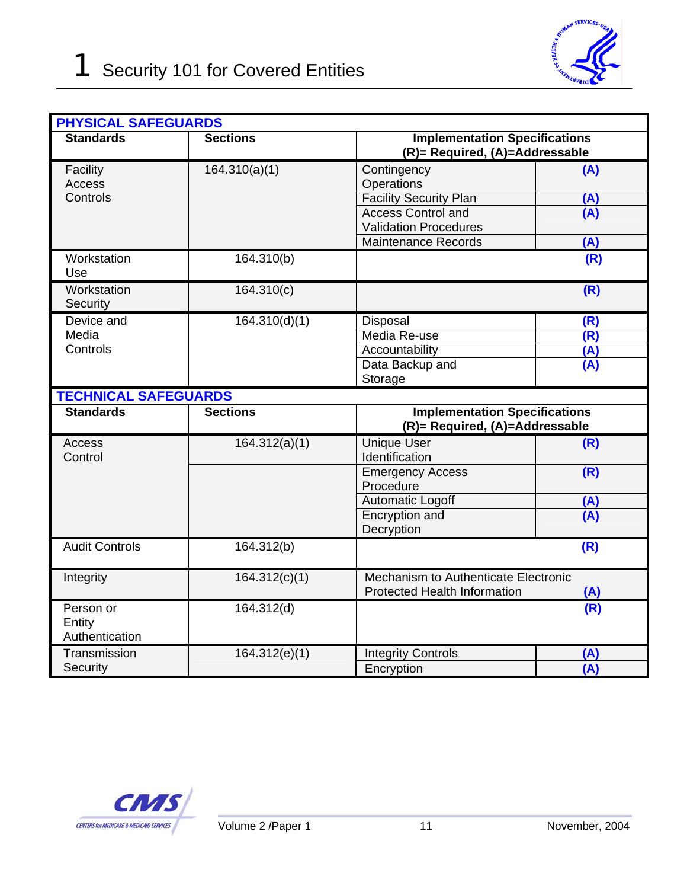## PHYSICAL SAFEGUARDS

| Standards | Sections | Implementation Specifications (R)= Required, (A)=Addressable | |
|---|---|---|---|
| Facility Access Controls | 164.310(a)(1) | Contingency Operations | (A) |
| | | Facility Security Plan | (A) |
| | | Access Control and Validation Procedures | (A) |
| | | Maintenance Records | (A) |
| Workstation Use | 164.310(b) | | (R) |
| Workstation Security | 164.310(c) | | (R) |
| Device and Media Controls | 164.310(d)(1) | Disposal | (R) |
| | | Media Re-use | (R) |
| | | Accountability | (A) |
| | | Data Backup and Storage | (A) |

## TECHNICAL SAFEGUARDS

| Standards | Sections | Implementation Specifications (R)= Required, (A)=Addressable | |
|---|---|---|---|
| Access Control | 164.312(a)(1) | Unique User Identification | (R) |
| | | Emergency Access Procedure | (R) |
| | | Automatic Logoff | (A) |
| | | Encryption and Decryption | (A) |
| Audit Controls | 164.312(b) | | (R) |
| Integrity | 164.312(c)(1) | Mechanism to Authenticate Electronic Protected Health Information | (A) |
| Person or Entity Authentication | 164.312(d) | | (R) |
| Transmission Security | 164.312(e)(1) | Integrity Controls | (A) |
| | | Encryption | (A) |